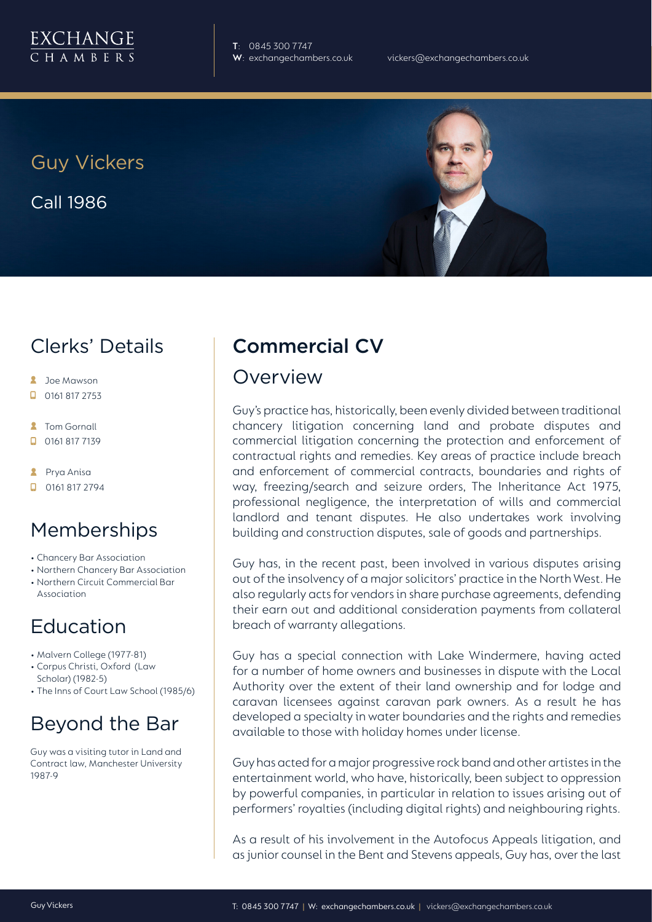EXCHANGE CHAMBERS

**T**: 0845 300 7747
**W**: exchangechambers.co.uk
vickers@exchangechambers.co.uk

# Guy Vickers

Call 1986

## Clerks' Details

- Joe Mawson
- 0161 817 2753
- Tom Gornall
- 0161 817 7139
- Prya Anisa
- 0161 817 2794

## Memberships

- Chancery Bar Association
- Northern Chancery Bar Association
- Northern Circuit Commercial Bar Association

## Education

- Malvern College (1977-81)
- Corpus Christi, Oxford (Law Scholar) (1982-5)
- The Inns of Court Law School (1985/6)

## Beyond the Bar

Guy was a visiting tutor in Land and Contract law, Manchester University 1987-9

## Commercial CV

### Overview

Guy's practice has, historically, been evenly divided between traditional chancery litigation concerning land and probate disputes and commercial litigation concerning the protection and enforcement of contractual rights and remedies. Key areas of practice include breach and enforcement of commercial contracts, boundaries and rights of way, freezing/search and seizure orders, The Inheritance Act 1975, professional negligence, the interpretation of wills and commercial landlord and tenant disputes. He also undertakes work involving building and construction disputes, sale of goods and partnerships.

Guy has, in the recent past, been involved in various disputes arising out of the insolvency of a major solicitors' practice in the North West. He also regularly acts for vendors in share purchase agreements, defending their earn out and additional consideration payments from collateral breach of warranty allegations.

Guy has a special connection with Lake Windermere, having acted for a number of home owners and businesses in dispute with the Local Authority over the extent of their land ownership and for lodge and caravan licensees against caravan park owners. As a result he has developed a specialty in water boundaries and the rights and remedies available to those with holiday homes under license.

Guy has acted for a major progressive rock band and other artistes in the entertainment world, who have, historically, been subject to oppression by powerful companies, in particular in relation to issues arising out of performers' royalties (including digital rights) and neighbouring rights.

As a result of his involvement in the Autofocus Appeals litigation, and as junior counsel in the Bent and Stevens appeals, Guy has, over the last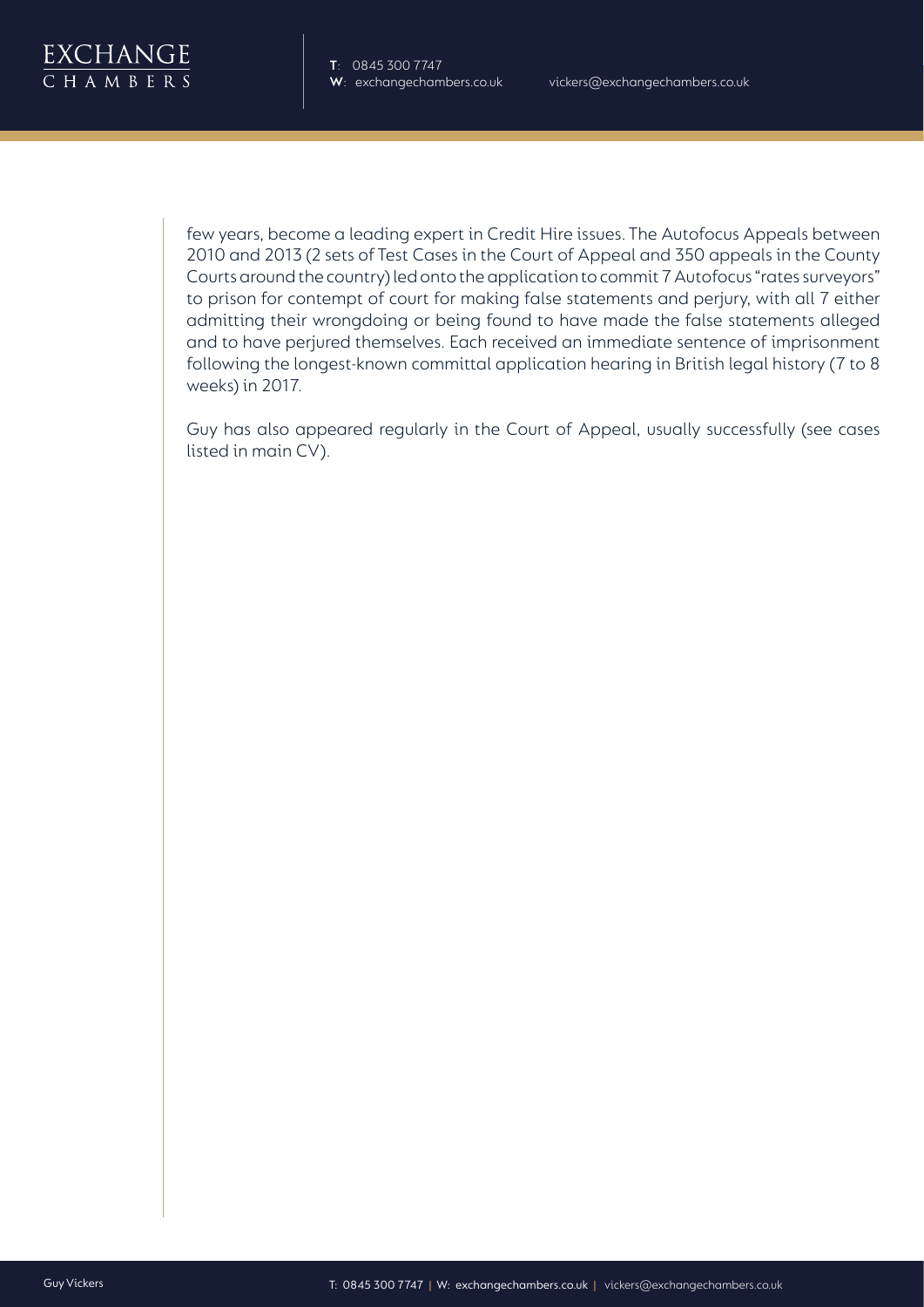few years, become a leading expert in Credit Hire issues. The Autofocus Appeals between 2010 and 2013 (2 sets of Test Cases in the Court of Appeal and 350 appeals in the County Courts around the country) led onto the application to commit 7 Autofocus "rates surveyors" to prison for contempt of court for making false statements and perjury, with all 7 either admitting their wrongdoing or being found to have made the false statements alleged and to have perjured themselves. Each received an immediate sentence of imprisonment following the longest-known committal application hearing in British legal history (7 to 8 weeks) in 2017.

Guy has also appeared regularly in the Court of Appeal, usually successfully (see cases listed in main CV).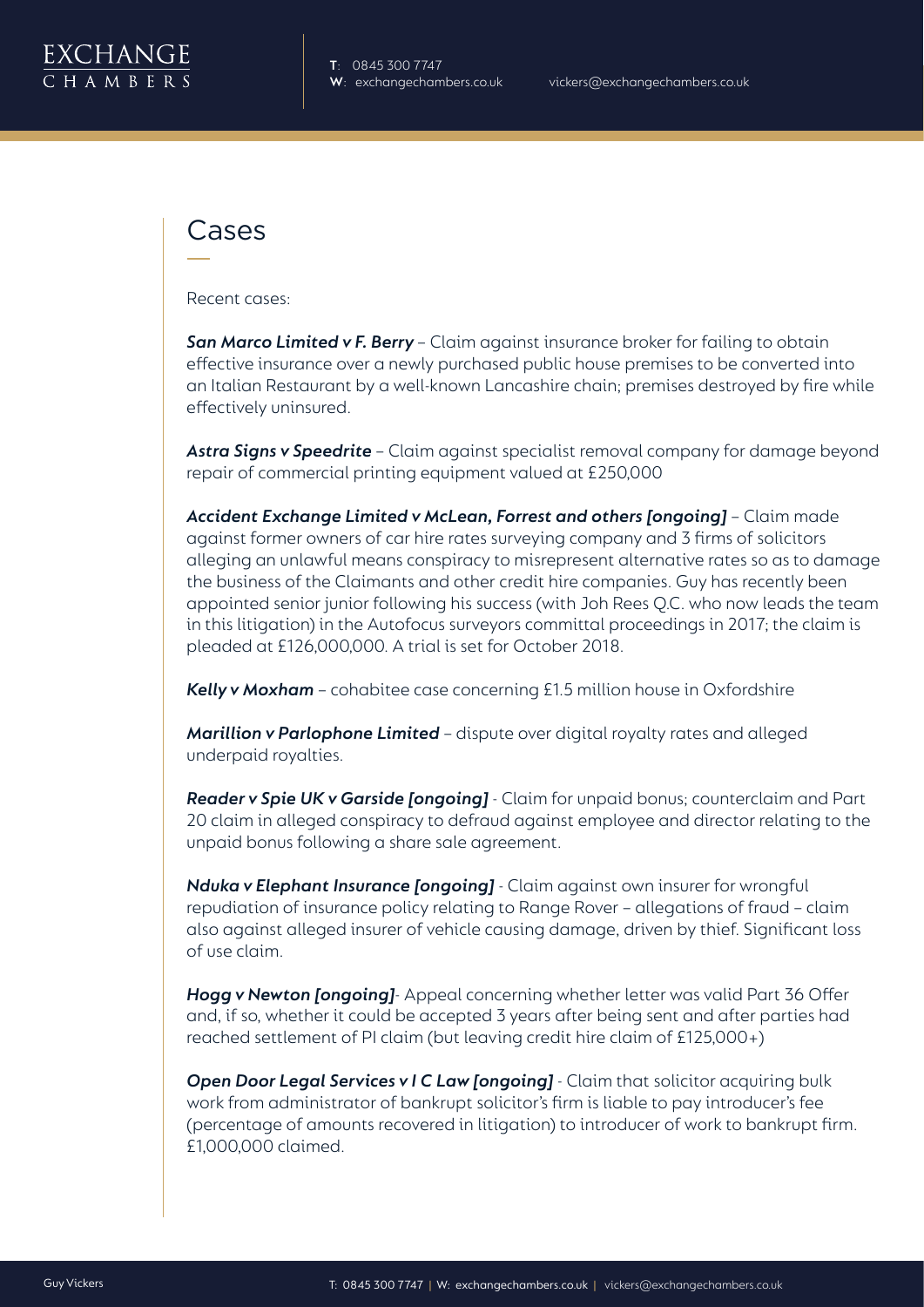# Cases

Recent cases:

***San Marco Limited v F. Berry*** – Claim against insurance broker for failing to obtain effective insurance over a newly purchased public house premises to be converted into an Italian Restaurant by a well-known Lancashire chain; premises destroyed by fire while effectively uninsured.

***Astra Signs v Speedrite*** – Claim against specialist removal company for damage beyond repair of commercial printing equipment valued at £250,000

***Accident Exchange Limited v McLean, Forrest and others [ongoing]*** – Claim made against former owners of car hire rates surveying company and 3 firms of solicitors alleging an unlawful means conspiracy to misrepresent alternative rates so as to damage the business of the Claimants and other credit hire companies. Guy has recently been appointed senior junior following his success (with Joh Rees Q.C. who now leads the team in this litigation) in the Autofocus surveyors committal proceedings in 2017; the claim is pleaded at £126,000,000. A trial is set for October 2018.

***Kelly v Moxham*** – cohabitee case concerning £1.5 million house in Oxfordshire

***Marillion v Parlophone Limited*** – dispute over digital royalty rates and alleged underpaid royalties.

***Reader v Spie UK v Garside [ongoing]*** - Claim for unpaid bonus; counterclaim and Part 20 claim in alleged conspiracy to defraud against employee and director relating to the unpaid bonus following a share sale agreement.

***Nduka v Elephant Insurance [ongoing]*** - Claim against own insurer for wrongful repudiation of insurance policy relating to Range Rover – allegations of fraud – claim also against alleged insurer of vehicle causing damage, driven by thief. Significant loss of use claim.

***Hogg v Newton [ongoing]***- Appeal concerning whether letter was valid Part 36 Offer and, if so, whether it could be accepted 3 years after being sent and after parties had reached settlement of PI claim (but leaving credit hire claim of £125,000+)

***Open Door Legal Services v I C Law [ongoing]*** - Claim that solicitor acquiring bulk work from administrator of bankrupt solicitor's firm is liable to pay introducer's fee (percentage of amounts recovered in litigation) to introducer of work to bankrupt firm. £1,000,000 claimed.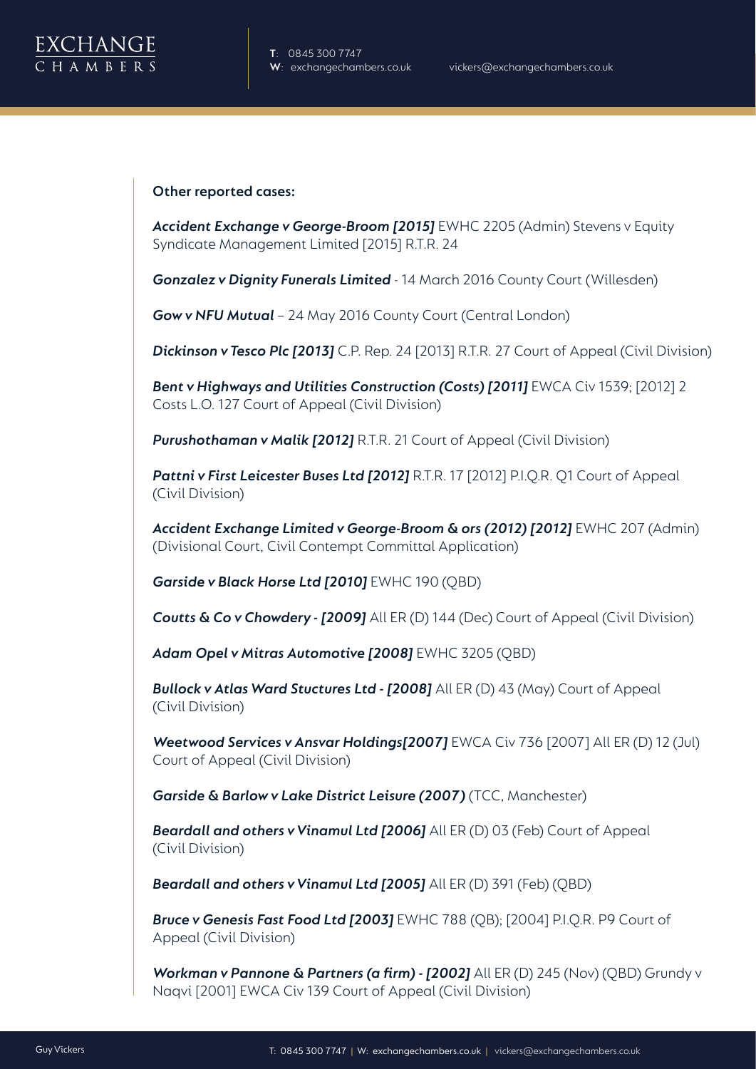**Other reported cases:**

***Accident Exchange v George-Broom [2015]*** EWHC 2205 (Admin) Stevens v Equity Syndicate Management Limited [2015] R.T.R. 24

***Gonzalez v Dignity Funerals Limited*** - 14 March 2016 County Court (Willesden)

***Gow v NFU Mutual*** – 24 May 2016 County Court (Central London)

***Dickinson v Tesco Plc [2013]*** C.P. Rep. 24 [2013] R.T.R. 27 Court of Appeal (Civil Division)

***Bent v Highways and Utilities Construction (Costs) [2011]*** EWCA Civ 1539; [2012] 2 Costs L.O. 127 Court of Appeal (Civil Division)

***Purushothaman v Malik [2012]*** R.T.R. 21 Court of Appeal (Civil Division)

***Pattni v First Leicester Buses Ltd [2012]*** R.T.R. 17 [2012] P.I.Q.R. Q1 Court of Appeal (Civil Division)

***Accident Exchange Limited v George-Broom & ors (2012) [2012]*** EWHC 207 (Admin) (Divisional Court, Civil Contempt Committal Application)

***Garside v Black Horse Ltd [2010]*** EWHC 190 (QBD)

***Coutts & Co v Chowdery - [2009]*** All ER (D) 144 (Dec) Court of Appeal (Civil Division)

***Adam Opel v Mitras Automotive [2008]*** EWHC 3205 (QBD)

***Bullock v Atlas Ward Stuctures Ltd - [2008]*** All ER (D) 43 (May) Court of Appeal (Civil Division)

***Weetwood Services v Ansvar Holdings[2007]*** EWCA Civ 736 [2007] All ER (D) 12 (Jul) Court of Appeal (Civil Division)

***Garside & Barlow v Lake District Leisure (2007)*** (TCC, Manchester)

***Beardall and others v Vinamul Ltd [2006]*** All ER (D) 03 (Feb) Court of Appeal (Civil Division)

***Beardall and others v Vinamul Ltd [2005]*** All ER (D) 391 (Feb) (QBD)

***Bruce v Genesis Fast Food Ltd [2003]*** EWHC 788 (QB); [2004] P.I.Q.R. P9 Court of Appeal (Civil Division)

***Workman v Pannone & Partners (a firm) - [2002]*** All ER (D) 245 (Nov) (QBD) Grundy v Naqvi [2001] EWCA Civ 139 Court of Appeal (Civil Division)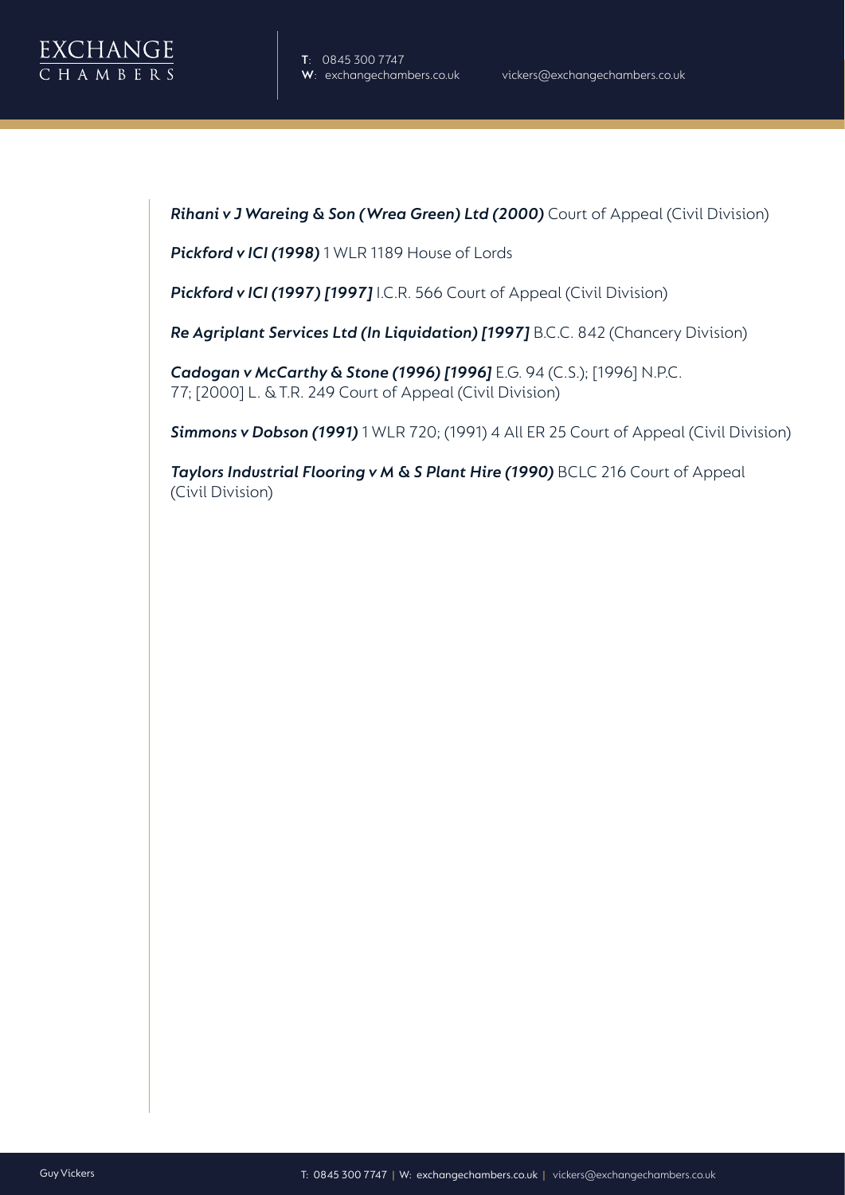***Rihani v J Wareing & Son (Wrea Green) Ltd (2000)*** Court of Appeal (Civil Division)

***Pickford v ICI (1998)*** 1 WLR 1189 House of Lords

***Pickford v ICI (1997) [1997]*** I.C.R. 566 Court of Appeal (Civil Division)

***Re Agriplant Services Ltd (In Liquidation) [1997]*** B.C.C. 842 (Chancery Division)

***Cadogan v McCarthy & Stone (1996) [1996]*** E.G. 94 (C.S.); [1996] N.P.C. 77; [2000] L. & T.R. 249 Court of Appeal (Civil Division)

***Simmons v Dobson (1991)*** 1 WLR 720; (1991) 4 All ER 25 Court of Appeal (Civil Division)

***Taylors Industrial Flooring v M & S Plant Hire (1990)*** BCLC 216 Court of Appeal (Civil Division)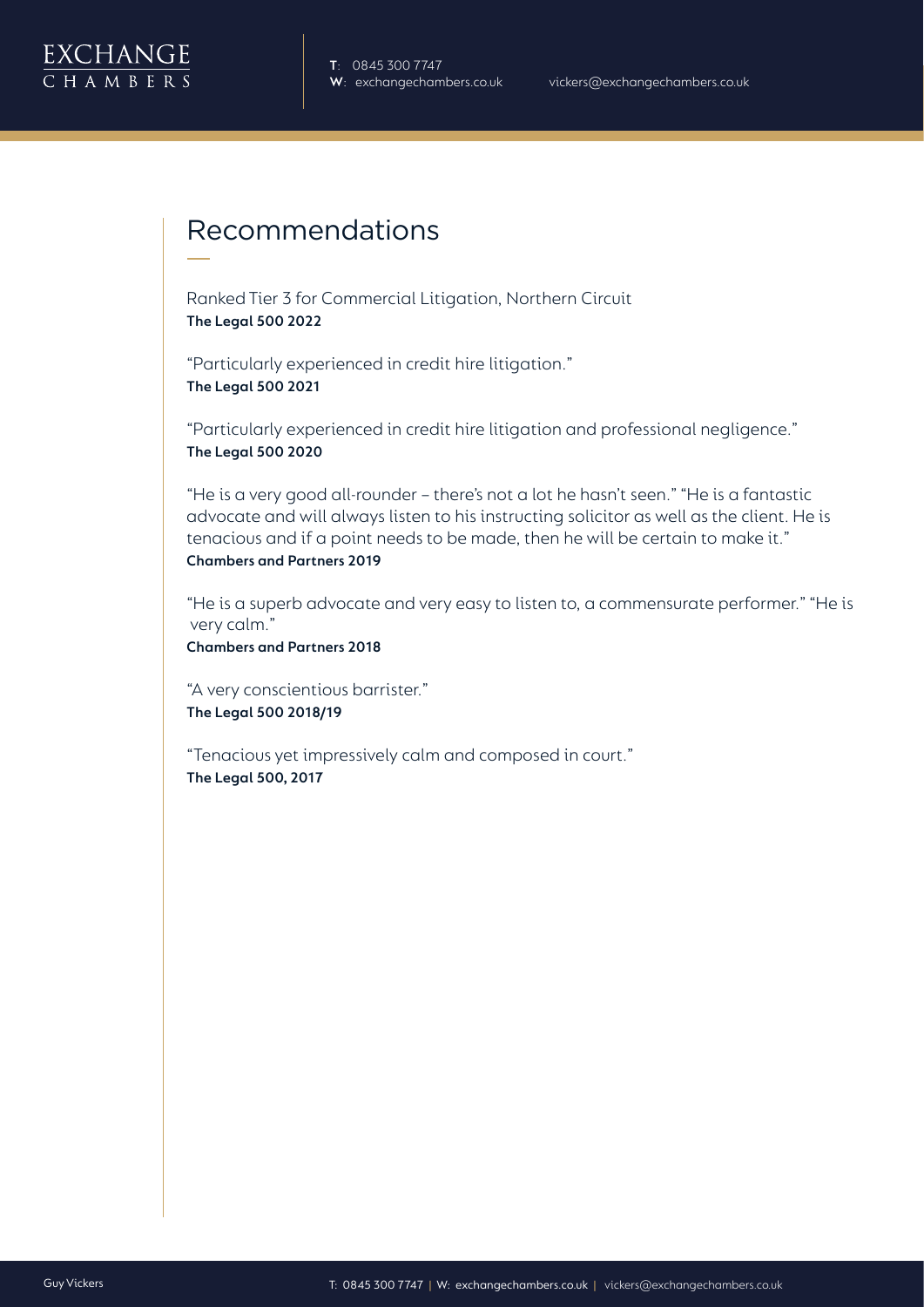# Recommendations

Ranked Tier 3 for Commercial Litigation, Northern Circuit
**The Legal 500 2022**

"Particularly experienced in credit hire litigation."
**The Legal 500 2021**

"Particularly experienced in credit hire litigation and professional negligence."
**The Legal 500 2020**

"He is a very good all-rounder – there's not a lot he hasn't seen." "He is a fantastic advocate and will always listen to his instructing solicitor as well as the client. He is tenacious and if a point needs to be made, then he will be certain to make it."
**Chambers and Partners 2019**

"He is a superb advocate and very easy to listen to, a commensurate performer." "He is very calm."
**Chambers and Partners 2018**

"A very conscientious barrister."
**The Legal 500 2018/19**

"Tenacious yet impressively calm and composed in court."
**The Legal 500, 2017**